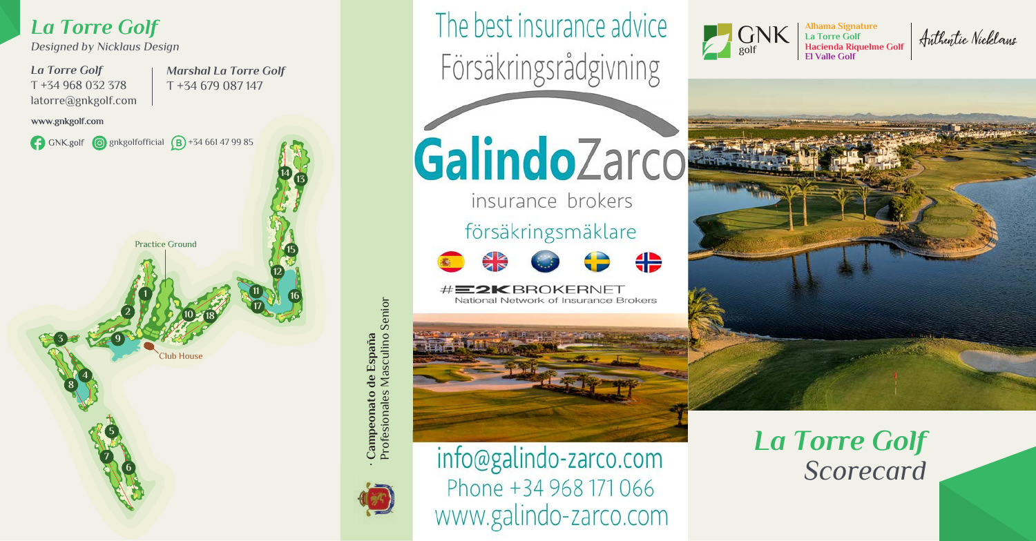# La Torre Golf

*Designed by Nicklaus Design*

*La Torre Golf*
T +34 968 032 378
latorre@gnkgolf.com

*Marshal La Torre Golf*
T +34 679 087 147

www.gnkgolf.com

GNK.golf | gnkgolfofficial | +34 661 47 99 85

Practice Ground

Club House

1 2 3 4 5 6 7 8 9 10 11 12 13 14 15 16 17 18

**· Campeonato de España**
Profesionales Masculino Senior

The best insurance advice
Försäkringsrådgivning

**Galindo**Zarco
insurance brokers
försäkringsmäklare

#E2K BROKERNET
National Network of Insurance Brokers

info@galindo-zarco.com
Phone +34 968 171 066
www.galindo-zarco.com

GNK golf
Alhama Signature
La Torre Golf
Hacienda Riquelme Golf
El Valle Golf

Authentic Nicklaus

# *La Torre Golf*
## *Scorecard*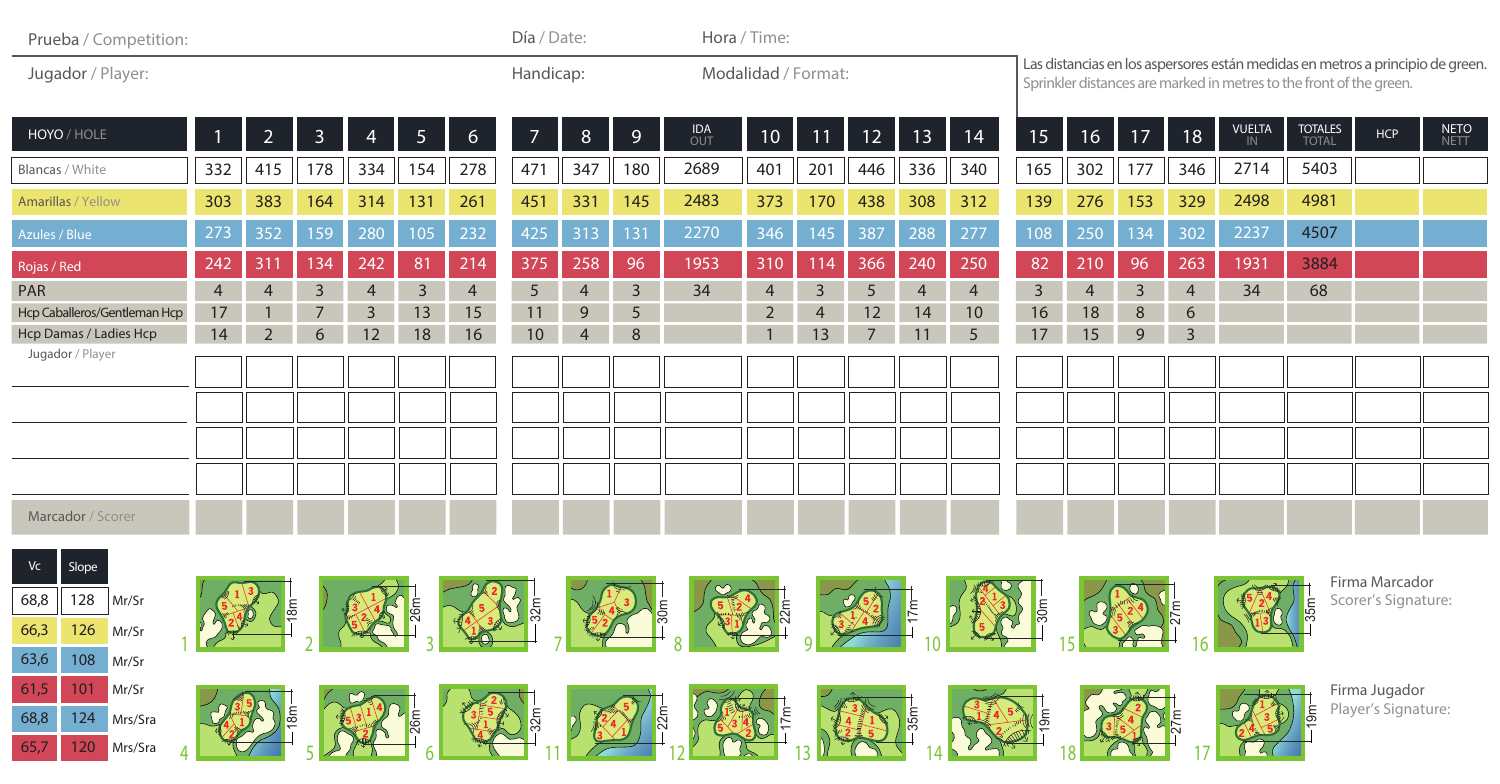Prueba / Competition:

Jugador / Player:

Día / Date:

Hora / Time:

Handicap:

Modalidad / Format:

Las distancias en los aspersores están medidas en metros a principio de green.
Sprinkler distances are marked in metres to the front of the green.

| HOYO / HOLE | 1 | 2 | 3 | 4 | 5 | 6 | 7 | 8 | 9 | IDA OUT | 10 | 11 | 12 | 13 | 14 | 15 | 16 | 17 | 18 | VUELTA IN | TOTALES TOTAL | HCP | NETO NETT |
|---|---|---|---|---|---|---|---|---|---|---|---|---|---|---|---|---|---|---|---|---|---|---|---|
| Blancas / White | 332 | 415 | 178 | 334 | 154 | 278 | 471 | 347 | 180 | 2689 | 401 | 201 | 446 | 336 | 340 | 165 | 302 | 177 | 346 | 2714 | 5403 | | |
| Amarillas / Yellow | 303 | 383 | 164 | 314 | 131 | 261 | 451 | 331 | 145 | 2483 | 373 | 170 | 438 | 308 | 312 | 139 | 276 | 153 | 329 | 2498 | 4981 | | |
| Azules / Blue | 273 | 352 | 159 | 280 | 105 | 232 | 425 | 313 | 131 | 2270 | 346 | 145 | 387 | 288 | 277 | 108 | 250 | 134 | 302 | 2237 | 4507 | | |
| Rojas / Red | 242 | 311 | 134 | 242 | 81 | 214 | 375 | 258 | 96 | 1953 | 310 | 114 | 366 | 240 | 250 | 82 | 210 | 96 | 263 | 1931 | 3884 | | |
| PAR | 4 | 4 | 3 | 4 | 3 | 4 | 5 | 4 | 3 | 34 | 4 | 3 | 5 | 4 | 4 | 3 | 4 | 3 | 4 | 34 | 68 | | |
| Hcp Caballeros/Gentleman Hcp | 17 | 1 | 7 | 3 | 13 | 15 | 11 | 9 | 5 | | 2 | 4 | 12 | 14 | 10 | 16 | 18 | 8 | 6 | | | | |
| Hcp Damas / Ladies Hcp | 14 | 2 | 6 | 12 | 18 | 16 | 10 | 4 | 8 | | 1 | 13 | 7 | 11 | 5 | 17 | 15 | 9 | 3 | | | | |
| Jugador / Player | | | | | | | | | | | | | | | | | | | | | | | |
| | | | | | | | | | | | | | | | | | | | | | | | |
| | | | | | | | | | | | | | | | | | | | | | | | |
| | | | | | | | | | | | | | | | | | | | | | | | |
| Marcador / Scorer | | | | | | | | | | | | | | | | | | | | | | | |

| Vc | Slope | |
|---|---|---|
| 68,8 | 128 | Mr/Sr |
| 66,3 | 126 | Mr/Sr |
| 63,6 | 108 | Mr/Sr |
| 61,5 | 101 | Mr/Sr |
| 68,8 | 124 | Mrs/Sra |
| 65,7 | 120 | Mrs/Sra |

1 18m
2 26m
3 32m
7 30m
8 22m
9 17m
10 30m
15 27m
16 35m
4 18m
5 26m
6 32m
11 22m
12 17m
13 35m
14 19m
18 27m
17 19m

Firma Marcador
Scorer's Signature:

Firma Jugador
Player's Signature: